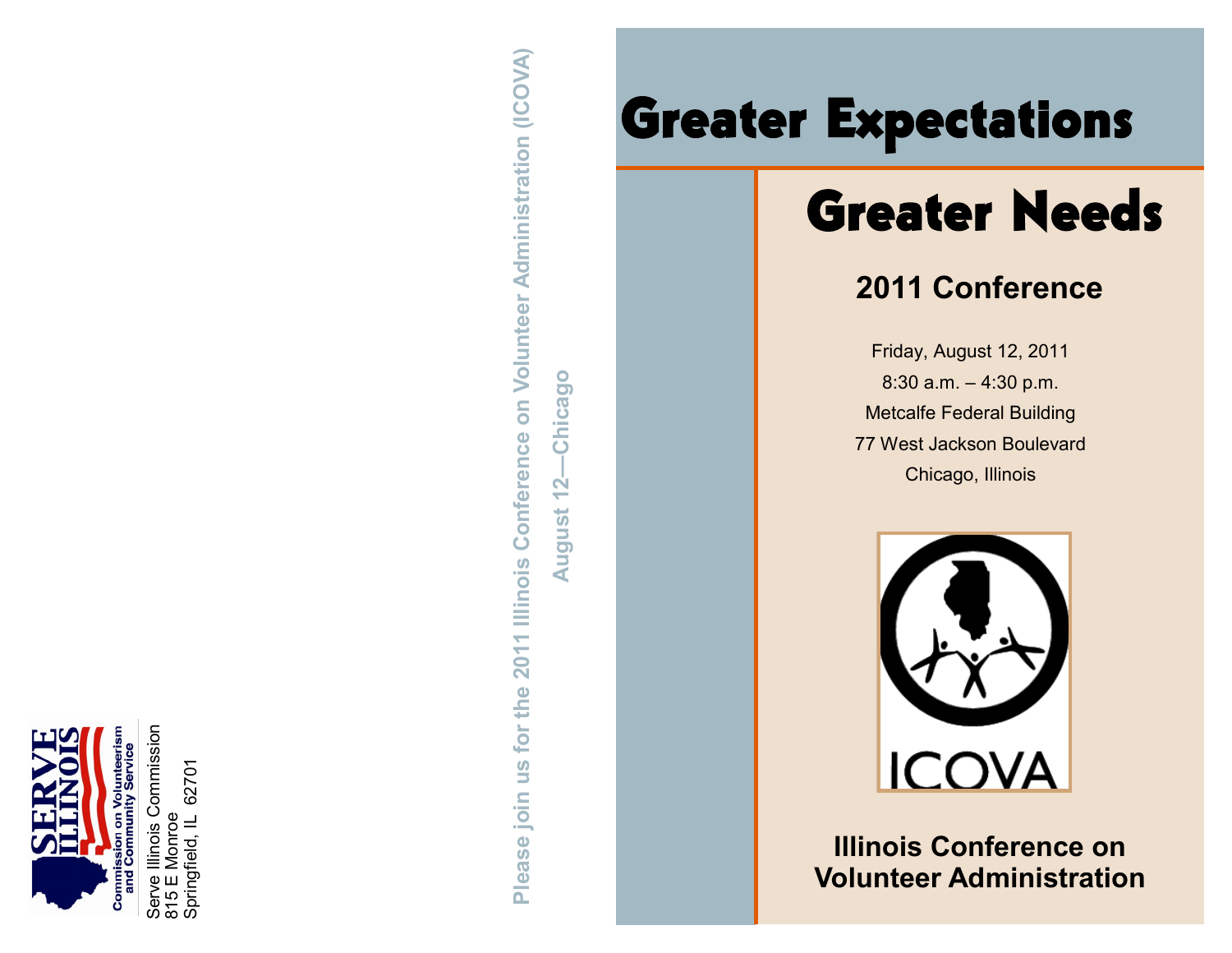Serve Illinois Commission
815 E Monroe
Springfield, IL 62701

**Please join us for the 2011 Illinois Conference on Volunteer Administration (ICOVA)**

**August 12—Chicago**

# Greater Expectations

# Greater Needs

## 2011 Conference

Friday, August 12, 2011
8:30 a.m. – 4:30 p.m.
Metcalfe Federal Building
77 West Jackson Boulevard
Chicago, Illinois

ICOVA

**Illinois Conference on Volunteer Administration**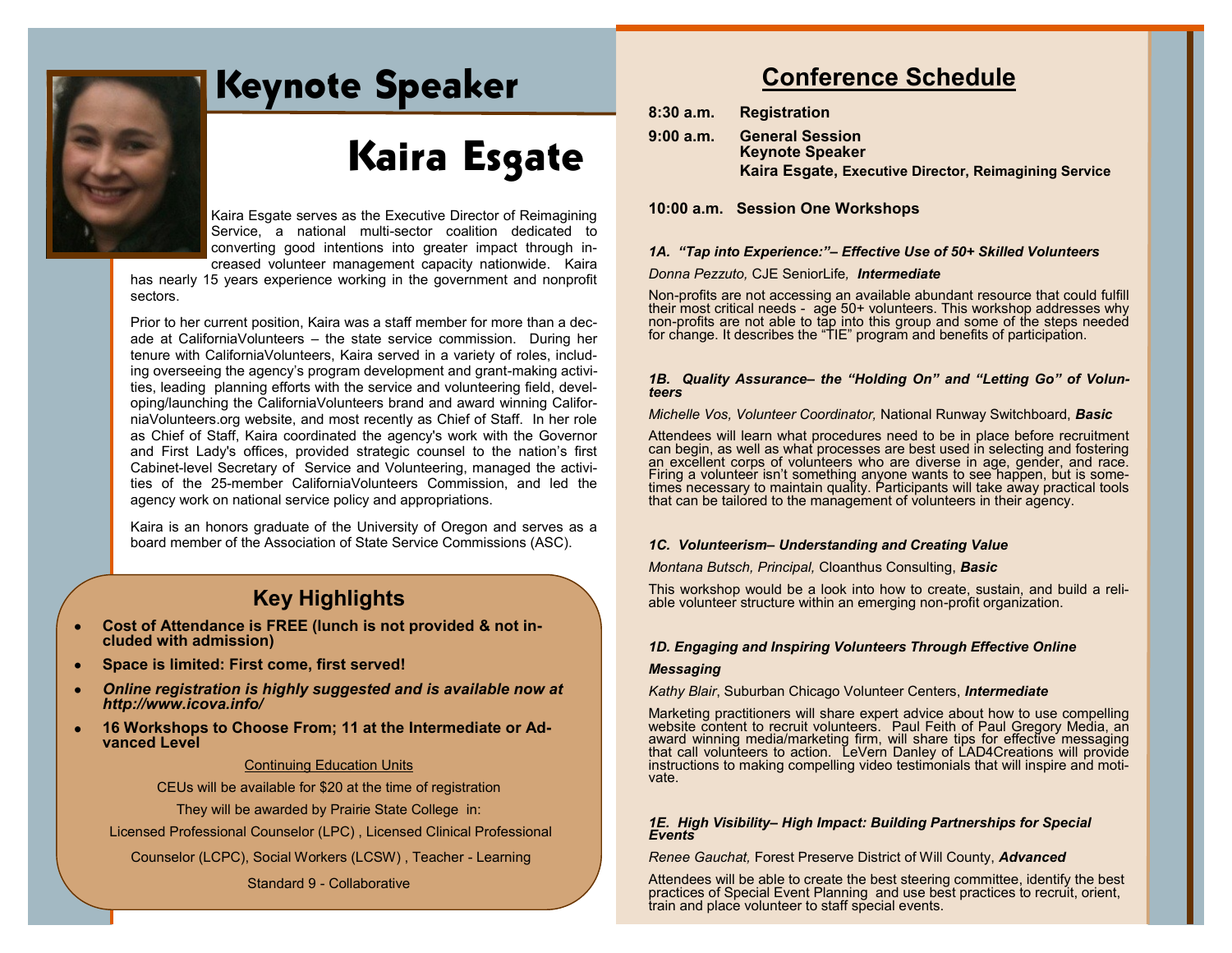# Keynote Speaker

## Kaira Esgate

Kaira Esgate serves as the Executive Director of Reimagining Service, a national multi-sector coalition dedicated to converting good intentions into greater impact through increased volunteer management capacity nationwide. Kaira has nearly 15 years experience working in the government and nonprofit sectors.

Prior to her current position, Kaira was a staff member for more than a decade at CaliforniaVolunteers – the state service commission. During her tenure with CaliforniaVolunteers, Kaira served in a variety of roles, including overseeing the agency's program development and grant-making activities, leading planning efforts with the service and volunteering field, developing/launching the CaliforniaVolunteers brand and award winning CaliforniaVolunteers.org website, and most recently as Chief of Staff. In her role as Chief of Staff, Kaira coordinated the agency's work with the Governor and First Lady's offices, provided strategic counsel to the nation's first Cabinet-level Secretary of Service and Volunteering, managed the activities of the 25-member CaliforniaVolunteers Commission, and led the agency work on national service policy and appropriations.

Kaira is an honors graduate of the University of Oregon and serves as a board member of the Association of State Service Commissions (ASC).

## Key Highlights

- **Cost of Attendance is FREE (lunch is not provided & not included with admission)**
- **Space is limited: First come, first served!**
- ***Online registration is highly suggested and is available now at http://www.icova.info/***
- **16 Workshops to Choose From; 11 at the Intermediate or Advanced Level**

Continuing Education Units

CEUs will be available for $20 at the time of registration

They will be awarded by Prairie State College in:

Licensed Professional Counselor (LPC) , Licensed Clinical Professional Counselor (LCPC), Social Workers (LCSW) , Teacher - Learning Standard 9 - Collaborative

## Conference Schedule

**8:30 a.m.** **Registration**

**9:00 a.m.** **General Session**
**Keynote Speaker**
**Kaira Esgate, Executive Director, Reimagining Service**

**10:00 a.m. Session One Workshops**

***1A. "Tap into Experience:"– Effective Use of 50+ Skilled Volunteers***

*Donna Pezzuto,* CJE SeniorLife, ***Intermediate***

Non-profits are not accessing an available abundant resource that could fulfill their most critical needs - age 50+ volunteers. This workshop addresses why non-profits are not able to tap into this group and some of the steps needed for change. It describes the "TIE" program and benefits of participation.

***1B. Quality Assurance– the "Holding On" and "Letting Go" of Volunteers***

*Michelle Vos, Volunteer Coordinator,* National Runway Switchboard, ***Basic***

Attendees will learn what procedures need to be in place before recruitment can begin, as well as what processes are best used in selecting and fostering an excellent corps of volunteers who are diverse in age, gender, and race. Firing a volunteer isn't something anyone wants to see happen, but is sometimes necessary to maintain quality. Participants will take away practical tools that can be tailored to the management of volunteers in their agency.

***1C. Volunteerism– Understanding and Creating Value***

*Montana Butsch, Principal,* Cloanthus Consulting, ***Basic***

This workshop would be a look into how to create, sustain, and build a reliable volunteer structure within an emerging non-profit organization.

***1D. Engaging and Inspiring Volunteers Through Effective Online Messaging***

*Kathy Blair*, Suburban Chicago Volunteer Centers, ***Intermediate***

Marketing practitioners will share expert advice about how to use compelling website content to recruit volunteers. Paul Feith of Paul Gregory Media, an award winning media/marketing firm, will share tips for effective messaging that call volunteers to action. LeVern Danley of LAD4Creations will provide instructions to making compelling video testimonials that will inspire and motivate.

***1E. High Visibility– High Impact: Building Partnerships for Special Events***

*Renee Gauchat,* Forest Preserve District of Will County, ***Advanced***

Attendees will be able to create the best steering committee, identify the best practices of Special Event Planning and use best practices to recruit, orient, train and place volunteer to staff special events.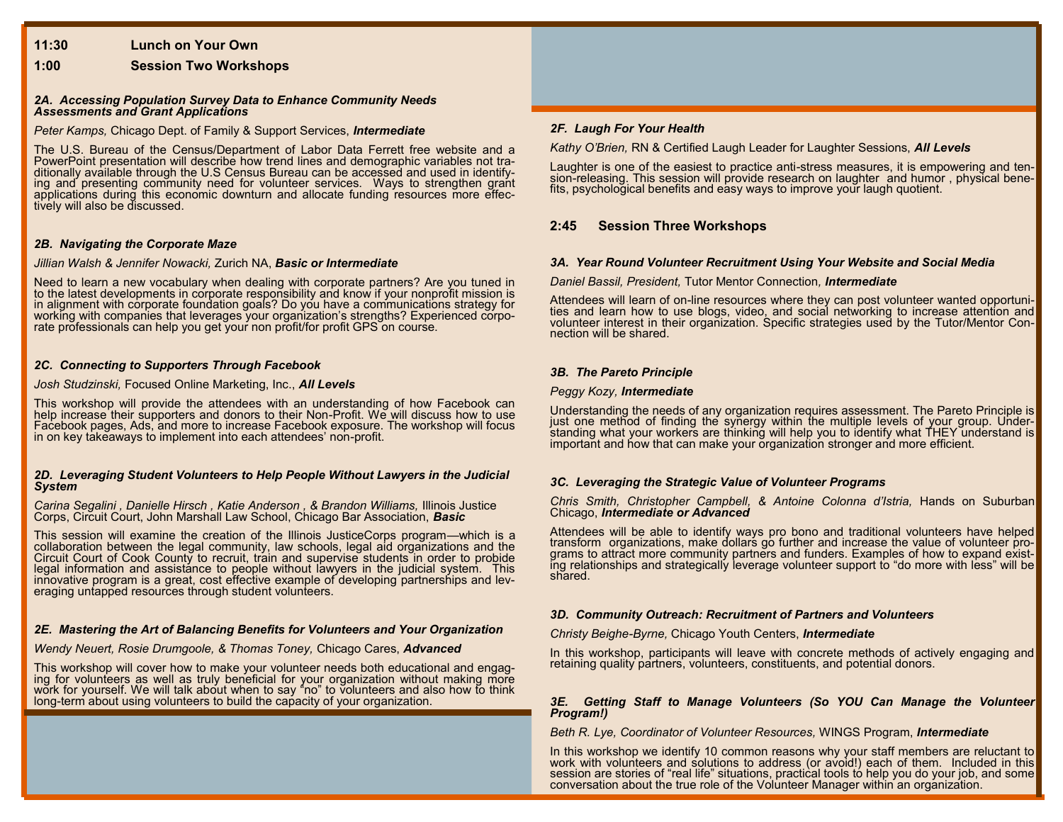**11:30 Lunch on Your Own**

**1:00 Session Two Workshops**

### *2A. Accessing Population Survey Data to Enhance Community Needs Assessments and Grant Applications*

*Peter Kamps,* Chicago Dept. of Family & Support Services, ***Intermediate***

The U.S. Bureau of the Census/Department of Labor Data Ferrett free website and a PowerPoint presentation will describe how trend lines and demographic variables not traditionally available through the U.S Census Bureau can be accessed and used in identifying and presenting community need for volunteer services. Ways to strengthen grant applications during this economic downturn and allocate funding resources more effectively will also be discussed.

### *2B. Navigating the Corporate Maze*

*Jillian Walsh & Jennifer Nowacki,* Zurich NA, ***Basic or Intermediate***

Need to learn a new vocabulary when dealing with corporate partners? Are you tuned in to the latest developments in corporate responsibility and know if your nonprofit mission is in alignment with corporate foundation goals? Do you have a communications strategy for working with companies that leverages your organization's strengths? Experienced corporate professionals can help you get your non profit/for profit GPS on course.

### *2C. Connecting to Supporters Through Facebook*

*Josh Studzinski,* Focused Online Marketing, Inc., ***All Levels***

This workshop will provide the attendees with an understanding of how Facebook can help increase their supporters and donors to their Non-Profit. We will discuss how to use Facebook pages, Ads, and more to increase Facebook exposure. The workshop will focus in on key takeaways to implement into each attendees' non-profit.

### *2D. Leveraging Student Volunteers to Help People Without Lawyers in the Judicial System*

*Carina Segalini , Danielle Hirsch , Katie Anderson , & Brandon Williams,* Illinois Justice Corps, Circuit Court, John Marshall Law School, Chicago Bar Association, ***Basic***

This session will examine the creation of the Illinois JusticeCorps program—which is a collaboration between the legal community, law schools, legal aid organizations and the Circuit Court of Cook County to recruit, train and supervise students in order to probide legal information and assistance to people without lawyers in the judicial system. This innovative program is a great, cost effective example of developing partnerships and leveraging untapped resources through student volunteers.

### *2E. Mastering the Art of Balancing Benefits for Volunteers and Your Organization*

*Wendy Neuert, Rosie Drumgoole, & Thomas Toney,* Chicago Cares, ***Advanced***

This workshop will cover how to make your volunteer needs both educational and engaging for volunteers as well as truly beneficial for your organization without making more work for yourself. We will talk about when to say "no" to volunteers and also how to think long-term about using volunteers to build the capacity of your organization.

### *2F. Laugh For Your Health*

*Kathy O'Brien,* RN & Certified Laugh Leader for Laughter Sessions, ***All Levels***

Laughter is one of the easiest to practice anti-stress measures, it is empowering and tension-releasing. This session will provide research on laughter and humor , physical benefits, psychological benefits and easy ways to improve your laugh quotient.

**2:45 Session Three Workshops**

### *3A. Year Round Volunteer Recruitment Using Your Website and Social Media*

*Daniel Bassil, President,* Tutor Mentor Connection, ***Intermediate***

Attendees will learn of on-line resources where they can post volunteer wanted opportunities and learn how to use blogs, video, and social networking to increase attention and volunteer interest in their organization. Specific strategies used by the Tutor/Mentor Connection will be shared.

### *3B. The Pareto Principle*

*Peggy Kozy,* ***Intermediate***

Understanding the needs of any organization requires assessment. The Pareto Principle is just one method of finding the synergy within the multiple levels of your group. Understanding what your workers are thinking will help you to identify what THEY understand is important and how that can make your organization stronger and more efficient.

### *3C. Leveraging the Strategic Value of Volunteer Programs*

*Chris Smith, Christopher Campbell, & Antoine Colonna d'Istria,* Hands on Suburban Chicago, ***Intermediate or Advanced***

Attendees will be able to identify ways pro bono and traditional volunteers have helped transform organizations, make dollars go further and increase the value of volunteer programs to attract more community partners and funders. Examples of how to expand existing relationships and strategically leverage volunteer support to "do more with less" will be shared.

### *3D. Community Outreach: Recruitment of Partners and Volunteers*

*Christy Beighe-Byrne,* Chicago Youth Centers, ***Intermediate***

In this workshop, participants will leave with concrete methods of actively engaging and retaining quality partners, volunteers, constituents, and potential donors.

### *3E. Getting Staff to Manage Volunteers (So YOU Can Manage the Volunteer Program!)*

*Beth R. Lye, Coordinator of Volunteer Resources,* WINGS Program, ***Intermediate***

In this workshop we identify 10 common reasons why your staff members are reluctant to work with volunteers and solutions to address (or avoid!) each of them. Included in this session are stories of "real life" situations, practical tools to help you do your job, and some conversation about the true role of the Volunteer Manager within an organization.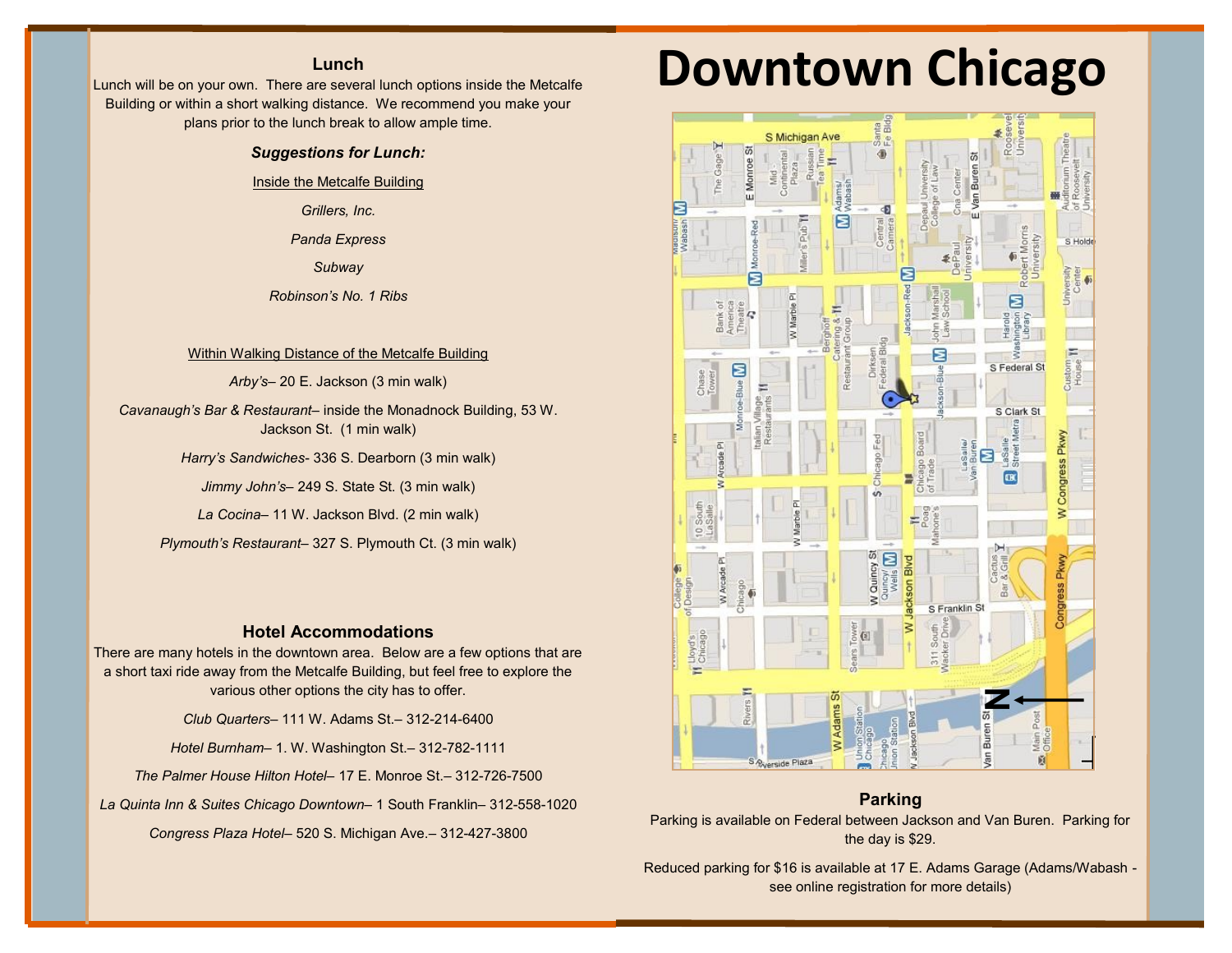## Lunch

Lunch will be on your own. There are several lunch options inside the Metcalfe Building or within a short walking distance. We recommend you make your plans prior to the lunch break to allow ample time.

***Suggestions for Lunch:***

Inside the Metcalfe Building

*Grillers, Inc.*

*Panda Express*

*Subway*

*Robinson's No. 1 Ribs*

Within Walking Distance of the Metcalfe Building

*Arby's*– 20 E. Jackson (3 min walk)

*Cavanaugh's Bar & Restaurant*– inside the Monadnock Building, 53 W. Jackson St. (1 min walk)

*Harry's Sandwiches*- 336 S. Dearborn (3 min walk)

*Jimmy John's*– 249 S. State St. (3 min walk)

*La Cocina*– 11 W. Jackson Blvd. (2 min walk)

*Plymouth's Restaurant*– 327 S. Plymouth Ct. (3 min walk)

## Hotel Accommodations

There are many hotels in the downtown area. Below are a few options that are a short taxi ride away from the Metcalfe Building, but feel free to explore the various other options the city has to offer.

*Club Quarters*– 111 W. Adams St.– 312-214-6400

*Hotel Burnham*– 1. W. Washington St.– 312-782-1111

*The Palmer House Hilton Hotel*– 17 E. Monroe St.– 312-726-7500

*La Quinta Inn & Suites Chicago Downtown*– 1 South Franklin– 312-558-1020

*Congress Plaza Hotel*– 520 S. Michigan Ave.– 312-427-3800

# Downtown Chicago

## Parking

Parking is available on Federal between Jackson and Van Buren. Parking for the day is $29.

Reduced parking for $16 is available at 17 E. Adams Garage (Adams/Wabash - see online registration for more details)